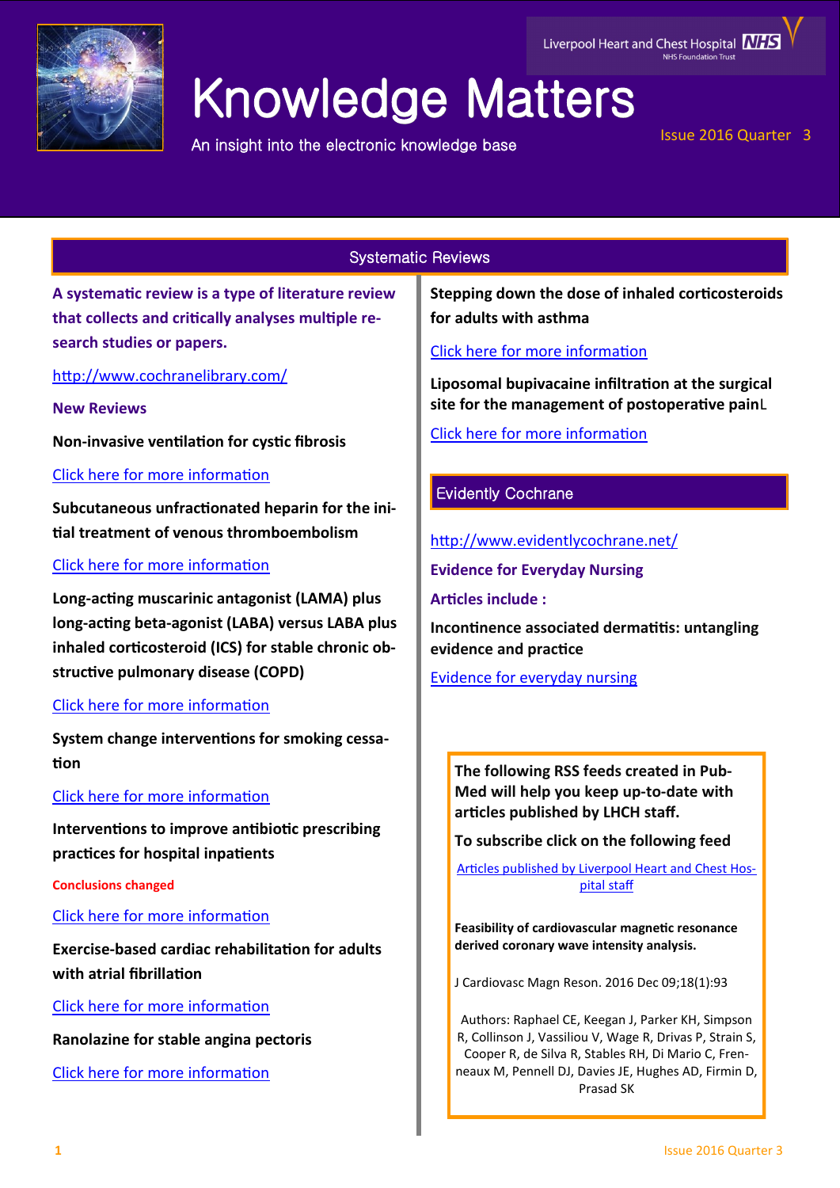Liverpool Heart and Chest Hospital NHS Foundation Trust

# Knowledge Matters

An insight into the electronic knowledge base

Issue 2016 Quarter 3

## Systematic Reviews

**A systematic review is a type of literature review that collects and critically analyses multiple research studies or papers.**

http://www.cochranelibrary.com/

**New Reviews**

**Non-invasive ventilation for cystic fibrosis**

Click here for more information

**Subcutaneous unfractionated heparin for the initial treatment of venous thromboembolism**

Click here for more information

**Long-acting muscarinic antagonist (LAMA) plus long-acting beta-agonist (LABA) versus LABA plus inhaled corticosteroid (ICS) for stable chronic obstructive pulmonary disease (COPD)**

Click here for more information

**System change interventions for smoking cessation**

Click here for more information

**Interventions to improve antibiotic prescribing practices for hospital inpatients**

**Conclusions changed**

Click here for more information

**Exercise-based cardiac rehabilitation for adults with atrial fibrillation**

Click here for more information

**Ranolazine for stable angina pectoris**

Click here for more information

**Stepping down the dose of inhaled corticosteroids for adults with asthma**

Click here for more information

**Liposomal bupivacaine infiltration at the surgical site for the management of postoperative pain**L

Click here for more information

## Evidently Cochrane

http://www.evidentlycochrane.net/

**Evidence for Everyday Nursing**

**Articles include :**

**Incontinence associated dermatitis: untangling evidence and practice**

Evidence for everyday nursing

**The following RSS feeds created in PubMed will help you keep up-to-date with articles published by LHCH staff.**

**To subscribe click on the following feed**

Articles published by Liverpool Heart and Chest Hospital staff

**Feasibility of cardiovascular magnetic resonance derived coronary wave intensity analysis.**

J Cardiovasc Magn Reson. 2016 Dec 09;18(1):93

Authors: Raphael CE, Keegan J, Parker KH, Simpson R, Collinson J, Vassiliou V, Wage R, Drivas P, Strain S, Cooper R, de Silva R, Stables RH, Di Mario C, Frenneaux M, Pennell DJ, Davies JE, Hughes AD, Firmin D, Prasad SK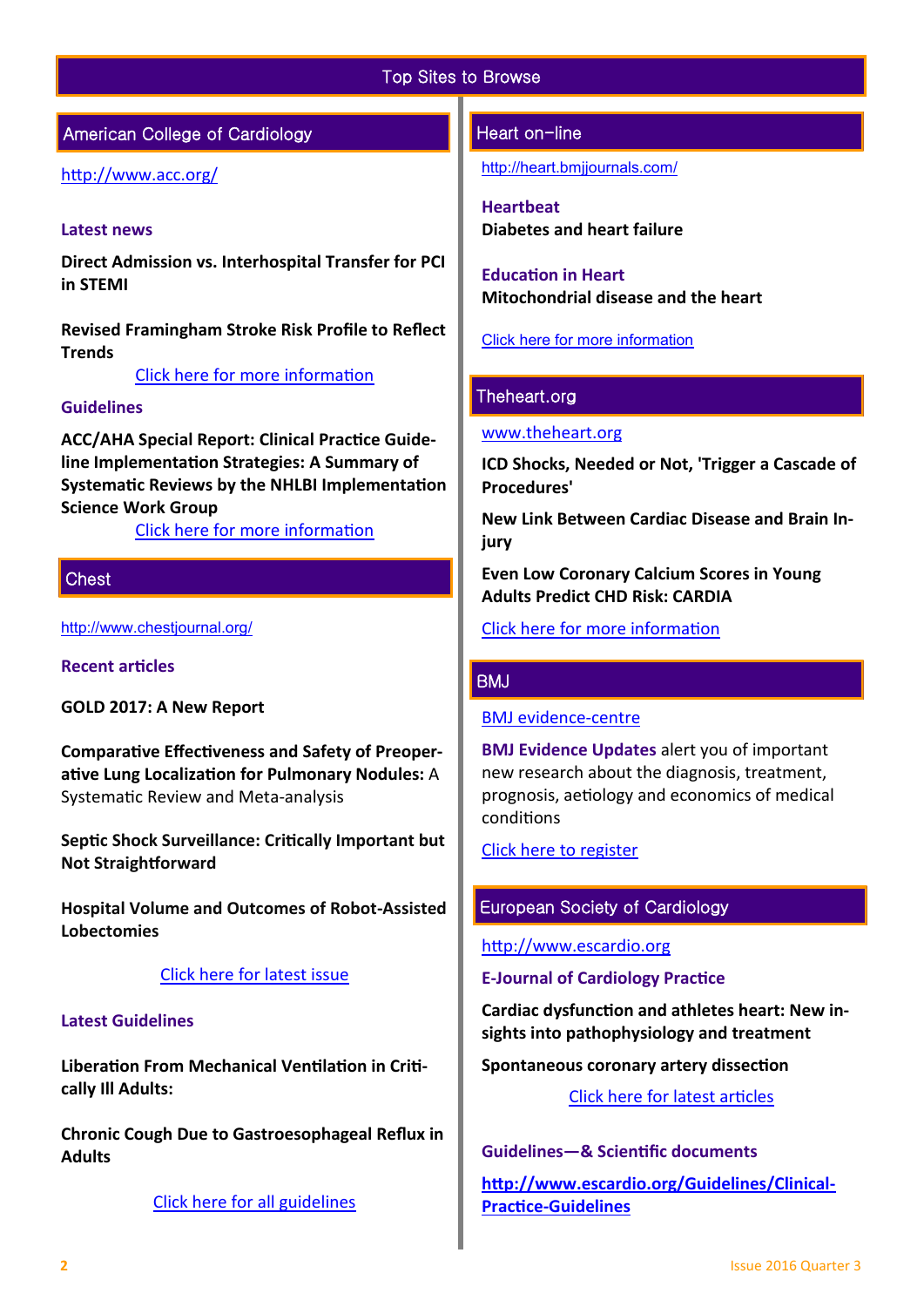# Top Sites to Browse

## American College of Cardiology

http://www.acc.org/

### Latest news

**Direct Admission vs. Interhospital Transfer for PCI in STEMI**

**Revised Framingham Stroke Risk Profile to Reflect Trends**

Click here for more information

### Guidelines

**ACC/AHA Special Report: Clinical Practice Guideline Implementation Strategies: A Summary of Systematic Reviews by the NHLBI Implementation Science Work Group**

Click here for more information

## Chest

http://www.chestjournal.org/

### Recent articles

**GOLD 2017: A New Report**

**Comparative Effectiveness and Safety of Preoperative Lung Localization for Pulmonary Nodules:** A Systematic Review and Meta-analysis

**Septic Shock Surveillance: Critically Important but Not Straightforward**

**Hospital Volume and Outcomes of Robot-Assisted Lobectomies**

Click here for latest issue

### Latest Guidelines

**Liberation From Mechanical Ventilation in Critically Ill Adults:**

**Chronic Cough Due to Gastroesophageal Reflux in Adults**

Click here for all guidelines

## Heart on-line

http://heart.bmjjournals.com/

### Heartbeat

**Diabetes and heart failure**

### Education in Heart

**Mitochondrial disease and the heart**

Click here for more information

## Theheart.org

www.theheart.org

**ICD Shocks, Needed or Not, 'Trigger a Cascade of Procedures'**

**New Link Between Cardiac Disease and Brain Injury**

**Even Low Coronary Calcium Scores in Young Adults Predict CHD Risk: CARDIA**

Click here for more information

## BMJ

BMJ evidence-centre

**BMJ Evidence Updates** alert you of important new research about the diagnosis, treatment, prognosis, aetiology and economics of medical conditions

Click here to register

## European Society of Cardiology

http://www.escardio.org

### E-Journal of Cardiology Practice

**Cardiac dysfunction and athletes heart: New insights into pathophysiology and treatment**

**Spontaneous coronary artery dissection**

Click here for latest articles

### Guidelines—& Scientific documents

**http://www.escardio.org/Guidelines/Clinical-Practice-Guidelines**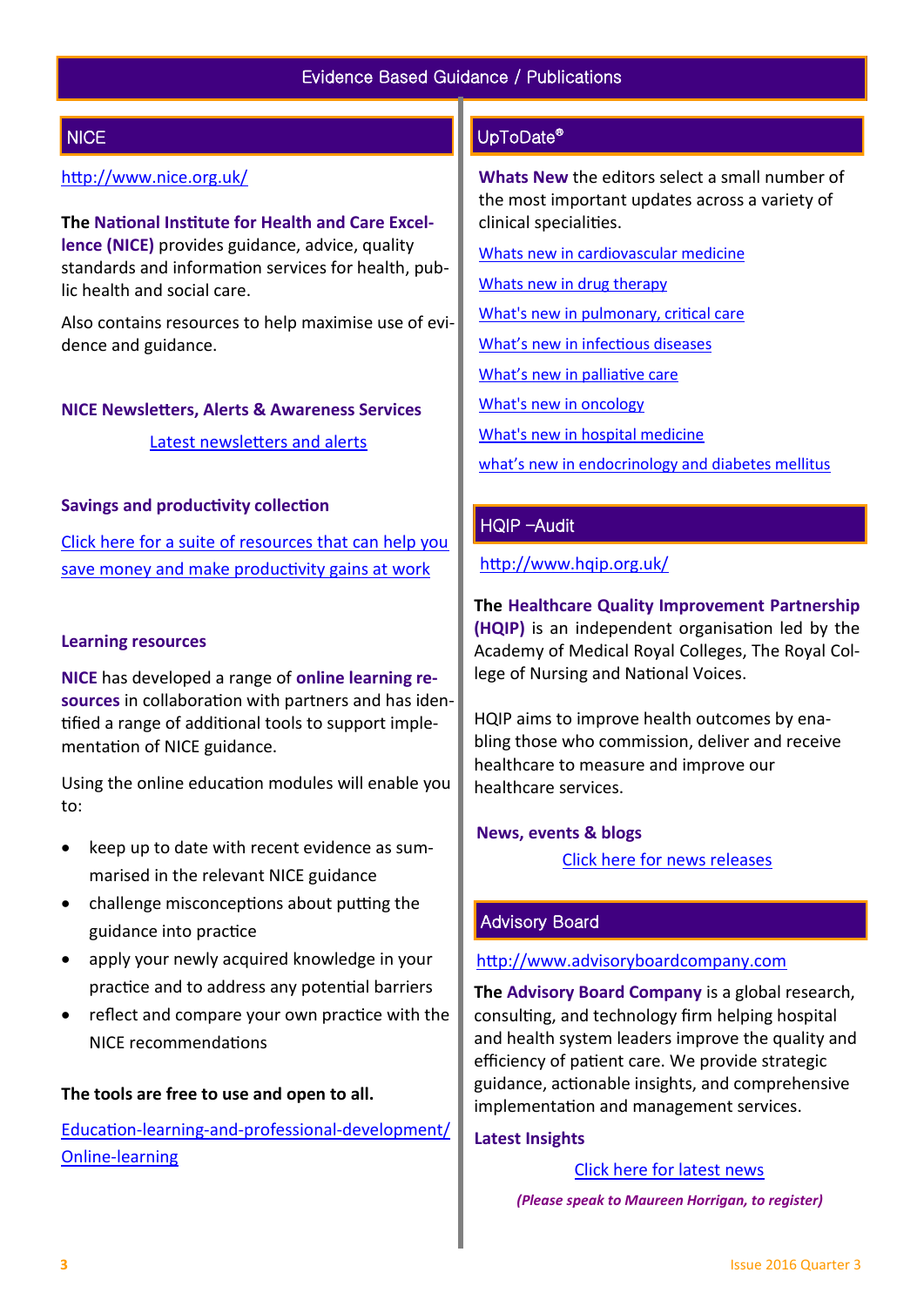# Evidence Based Guidance / Publications

## NICE

http://www.nice.org.uk/

The **National Institute for Health and Care Excellence (NICE)** provides guidance, advice, quality standards and information services for health, public health and social care.

Also contains resources to help maximise use of evidence and guidance.

### NICE Newsletters, Alerts & Awareness Services

Latest newsletters and alerts

### Savings and productivity collection

Click here for a suite of resources that can help you save money and make productivity gains at work

### Learning resources

**NICE** has developed a range of **online learning resources** in collaboration with partners and has identified a range of additional tools to support implementation of NICE guidance.

Using the online education modules will enable you to:

- keep up to date with recent evidence as summarised in the relevant NICE guidance
- challenge misconceptions about putting the guidance into practice
- apply your newly acquired knowledge in your practice and to address any potential barriers
- reflect and compare your own practice with the NICE recommendations

**The tools are free to use and open to all.**

Education-learning-and-professional-development/Online-learning

## UpToDate®

**Whats New** the editors select a small number of the most important updates across a variety of clinical specialities.

Whats new in cardiovascular medicine

Whats new in drug therapy

What's new in pulmonary, critical care

What's new in infectious diseases

What's new in palliative care

What's new in oncology

What's new in hospital medicine

what's new in endocrinology and diabetes mellitus

## HQIP –Audit

http://www.hqip.org.uk/

The **Healthcare Quality Improvement Partnership (HQIP)** is an independent organisation led by the Academy of Medical Royal Colleges, The Royal College of Nursing and National Voices.

HQIP aims to improve health outcomes by enabling those who commission, deliver and receive healthcare to measure and improve our healthcare services.

### News, events & blogs

Click here for news releases

## Advisory Board

http://www.advisoryboardcompany.com

The **Advisory Board Company** is a global research, consulting, and technology firm helping hospital and health system leaders improve the quality and efficiency of patient care. We provide strategic guidance, actionable insights, and comprehensive implementation and management services.

### Latest Insights

Click here for latest news

***(Please speak to Maureen Horrigan, to register)***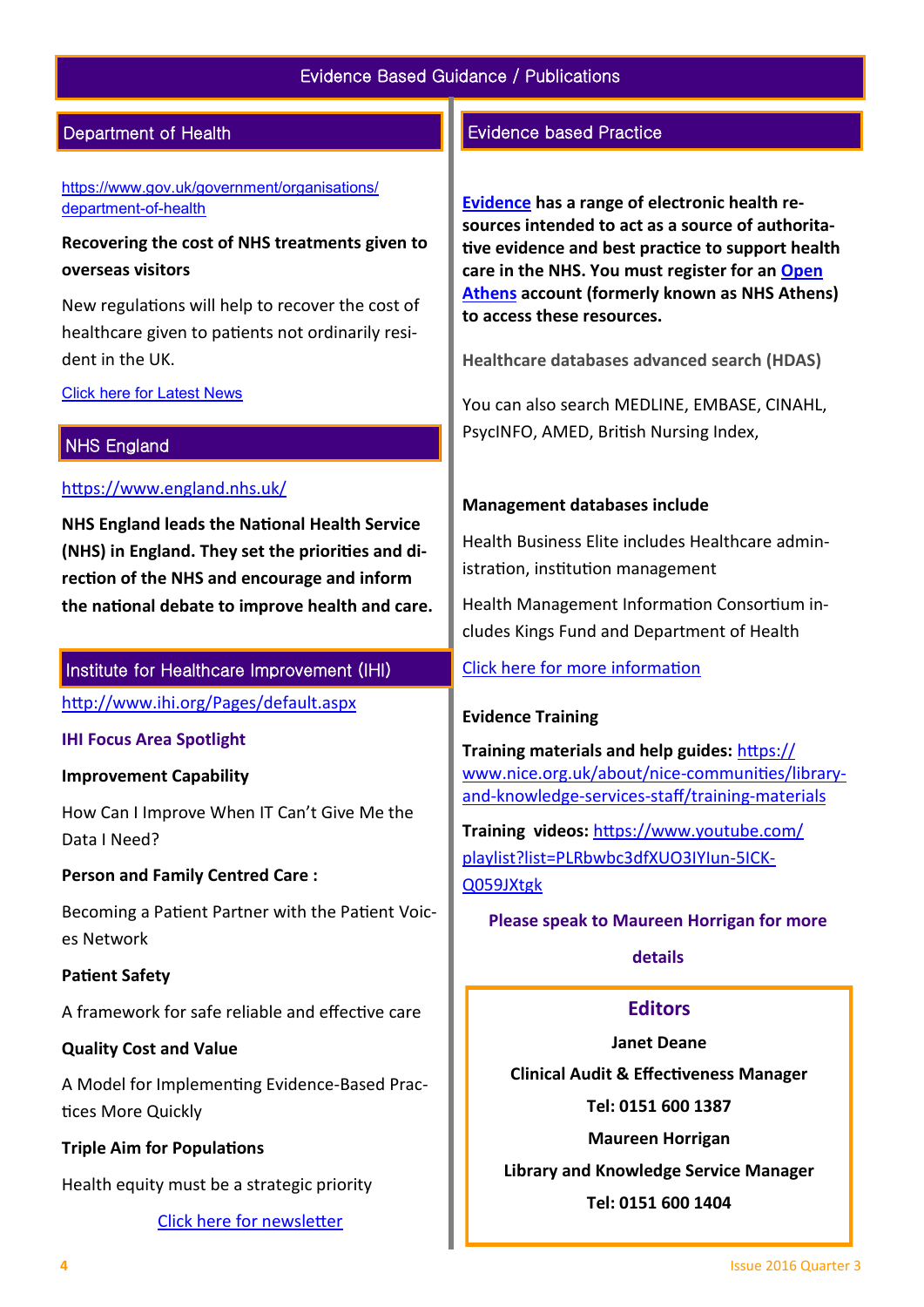# Evidence Based Guidance / Publications

## Department of Health

https://www.gov.uk/government/organisations/department-of-health

**Recovering the cost of NHS treatments given to overseas visitors**

New regulations will help to recover the cost of healthcare given to patients not ordinarily resident in the UK.

Click here for Latest News

## NHS England

https://www.england.nhs.uk/

**NHS England leads the National Health Service (NHS) in England. They set the priorities and direction of the NHS and encourage and inform the national debate to improve health and care.**

## Institute for Healthcare Improvement (IHI)

http://www.ihi.org/Pages/default.aspx

**IHI Focus Area Spotlight**

**Improvement Capability**

How Can I Improve When IT Can't Give Me the Data I Need?

**Person and Family Centred Care :**

Becoming a Patient Partner with the Patient Voices Network

**Patient Safety**

A framework for safe reliable and effective care

**Quality Cost and Value**

A Model for Implementing Evidence-Based Practices More Quickly

**Triple Aim for Populations**

Health equity must be a strategic priority

Click here for newsletter

## Evidence based Practice

**Evidence has a range of electronic health resources intended to act as a source of authoritative evidence and best practice to support health care in the NHS. You must register for an Open Athens account (formerly known as NHS Athens) to access these resources.**

**Healthcare databases advanced search (HDAS)**

You can also search MEDLINE, EMBASE, CINAHL, PsycINFO, AMED, British Nursing Index,

**Management databases include**

Health Business Elite includes Healthcare administration, institution management

Health Management Information Consortium includes Kings Fund and Department of Health

Click here for more information

**Evidence Training**

**Training materials and help guides:** https://www.nice.org.uk/about/nice-communities/library-and-knowledge-services-staff/training-materials

**Training videos:** https://www.youtube.com/playlist?list=PLRbwbc3dfXUO3IYIun-5ICK-Q059JXtgk

**Please speak to Maureen Horrigan for more details**

### Editors

**Janet Deane**

**Clinical Audit & Effectiveness Manager**

**Tel: 0151 600 1387**

**Maureen Horrigan**

**Library and Knowledge Service Manager**

**Tel: 0151 600 1404**